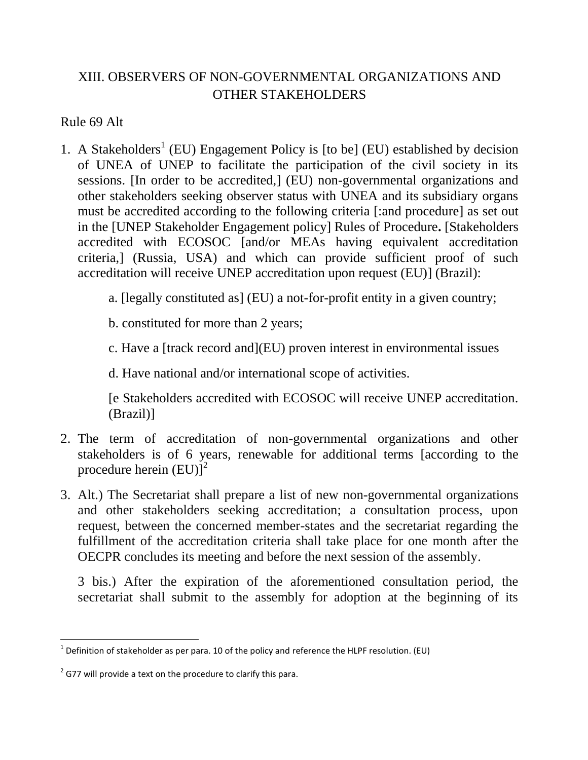# XIII. OBSERVERS OF NON-GOVERNMENTAL ORGANIZATIONS AND OTHER STAKEHOLDERS

Rule 69 Alt

1. A Stakeholders[1] (EU) Engagement Policy is [to be] (EU) established by decision of UNEA of UNEP to facilitate the participation of the civil society in its sessions. [In order to be accredited,] (EU) non-governmental organizations and other stakeholders seeking observer status with UNEA and its subsidiary organs must be accredited according to the following criteria [:and procedure] as set out in the [UNEP Stakeholder Engagement policy] Rules of Procedure**.** [Stakeholders accredited with ECOSOC [and/or MEAs having equivalent accreditation criteria,] (Russia, USA) and which can provide sufficient proof of such accreditation will receive UNEP accreditation upon request (EU)] (Brazil):

   a. [legally constituted as] (EU) a not-for-profit entity in a given country;

   b. constituted for more than 2 years;

   c. Have a [track record and](EU) proven interest in environmental issues

   d. Have national and/or international scope of activities.

   [e Stakeholders accredited with ECOSOC will receive UNEP accreditation. (Brazil)]

2. The term of accreditation of non-governmental organizations and other stakeholders is of 6 years, renewable for additional terms [according to the procedure herein (EU)][2]

3. Alt.) The Secretariat shall prepare a list of new non-governmental organizations and other stakeholders seeking accreditation; a consultation process, upon request, between the concerned member-states and the secretariat regarding the fulfillment of the accreditation criteria shall take place for one month after the OECPR concludes its meeting and before the next session of the assembly.

   3 bis.) After the expiration of the aforementioned consultation period, the secretariat shall submit to the assembly for adoption at the beginning of its

---

[1] Definition of stakeholder as per para. 10 of the policy and reference the HLPF resolution. (EU)

[2] G77 will provide a text on the procedure to clarify this para.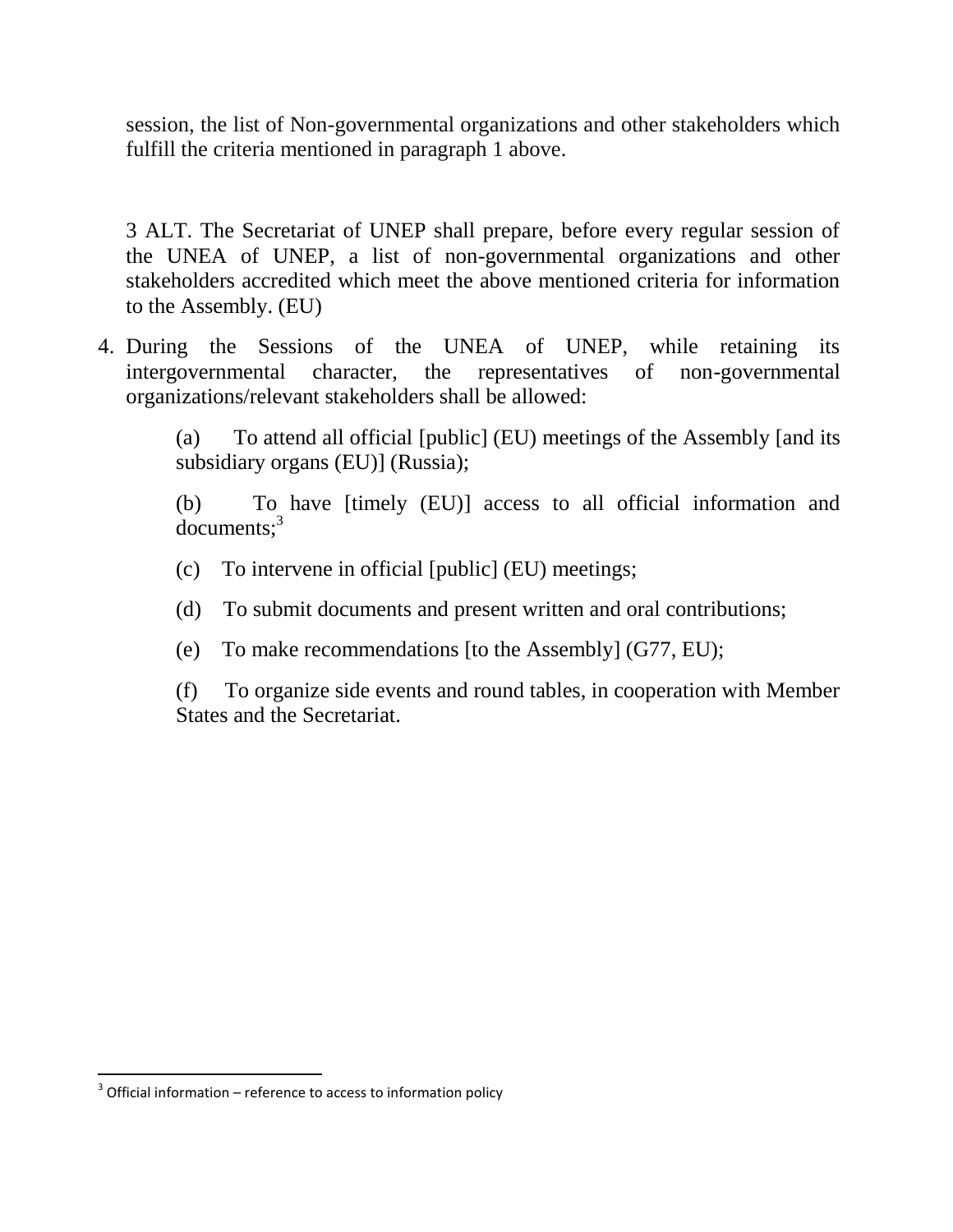session, the list of Non-governmental organizations and other stakeholders which fulfill the criteria mentioned in paragraph 1 above.

3 ALT. The Secretariat of UNEP shall prepare, before every regular session of the UNEA of UNEP, a list of non-governmental organizations and other stakeholders accredited which meet the above mentioned criteria for information to the Assembly. (EU)

4. During the Sessions of the UNEA of UNEP, while retaining its intergovernmental character, the representatives of non-governmental organizations/relevant stakeholders shall be allowed:

   (a) To attend all official [public] (EU) meetings of the Assembly [and its subsidiary organs (EU)] (Russia);

   (b) To have [timely (EU)] access to all official information and documents;[3]

   (c) To intervene in official [public] (EU) meetings;

   (d) To submit documents and present written and oral contributions;

   (e) To make recommendations [to the Assembly] (G77, EU);

   (f) To organize side events and round tables, in cooperation with Member States and the Secretariat.

[3] Official information – reference to access to information policy